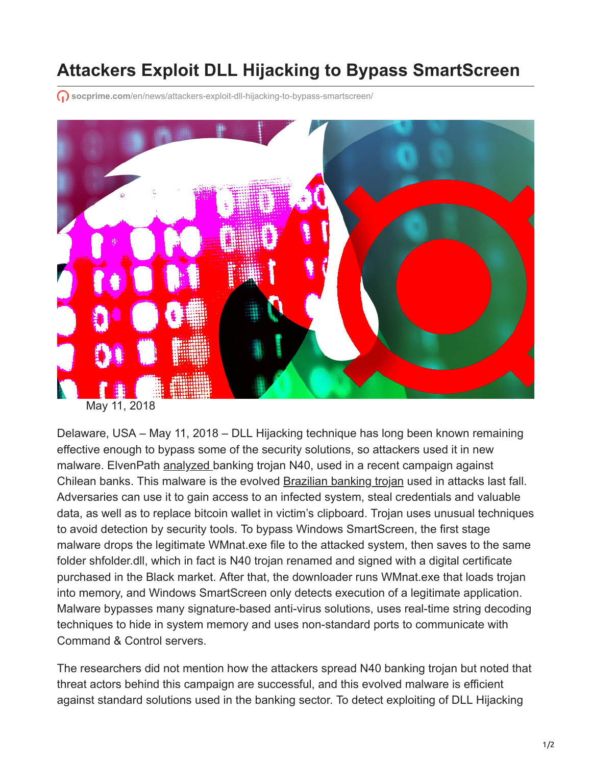# Attackers Exploit DLL Hijacking to Bypass SmartScreen

socprime.com/en/news/attackers-exploit-dll-hijacking-to-bypass-smartscreen/

May 11, 2018

Delaware, USA – May 11, 2018 – DLL Hijacking technique has long been known remaining effective enough to bypass some of the security solutions, so attackers used it in new malware. ElvenPath analyzed banking trojan N40, used in a recent campaign against Chilean banks. This malware is the evolved Brazilian banking trojan used in attacks last fall. Adversaries can use it to gain access to an infected system, steal credentials and valuable data, as well as to replace bitcoin wallet in victim's clipboard. Trojan uses unusual techniques to avoid detection by security tools. To bypass Windows SmartScreen, the first stage malware drops the legitimate WMnat.exe file to the attacked system, then saves to the same folder shfolder.dll, which in fact is N40 trojan renamed and signed with a digital certificate purchased in the Black market. After that, the downloader runs WMnat.exe that loads trojan into memory, and Windows SmartScreen only detects execution of a legitimate application. Malware bypasses many signature-based anti-virus solutions, uses real-time string decoding techniques to hide in system memory and uses non-standard ports to communicate with Command & Control servers.

The researchers did not mention how the attackers spread N40 banking trojan but noted that threat actors behind this campaign are successful, and this evolved malware is efficient against standard solutions used in the banking sector. To detect exploiting of DLL Hijacking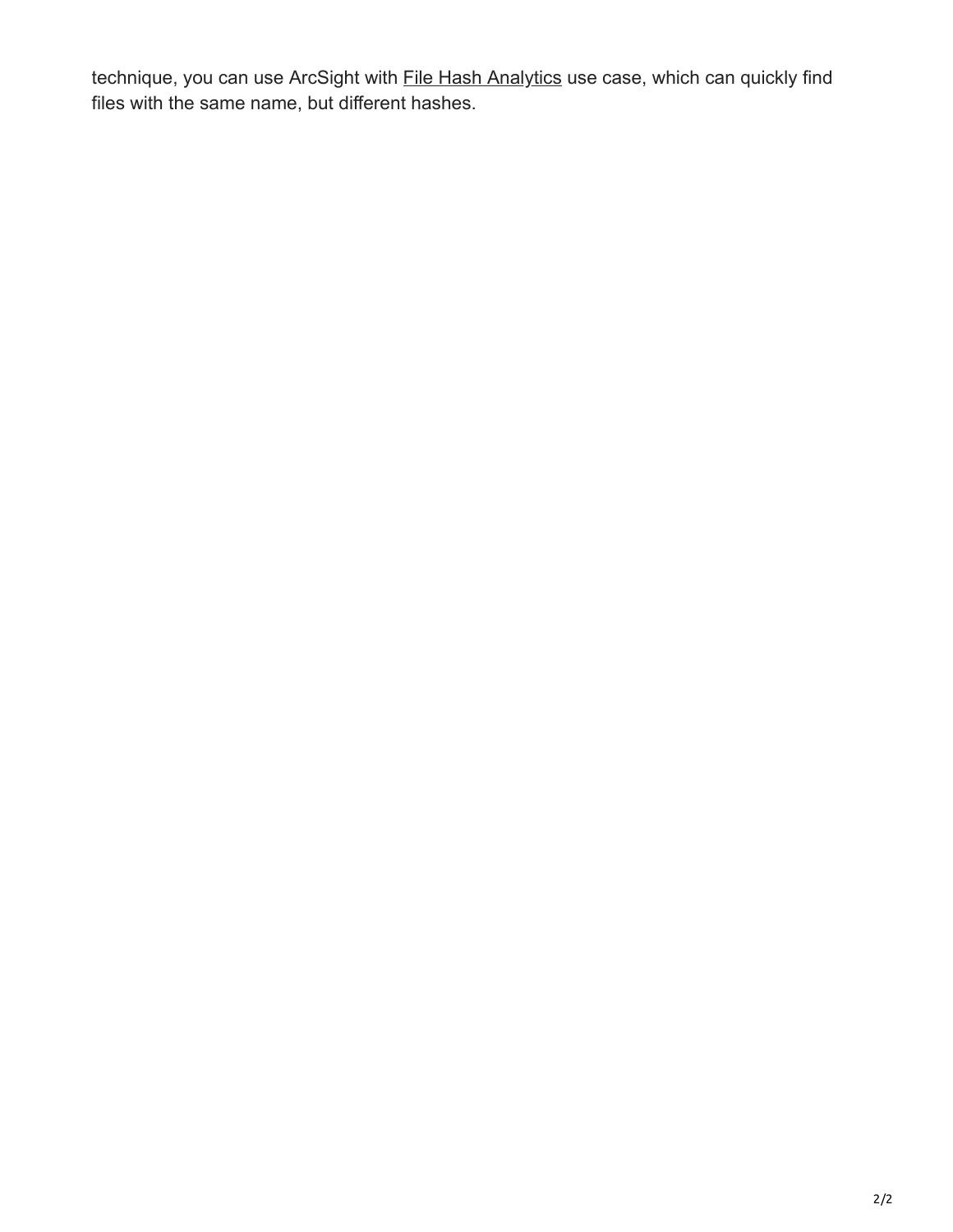technique, you can use ArcSight with File Hash Analytics use case, which can quickly find files with the same name, but different hashes.